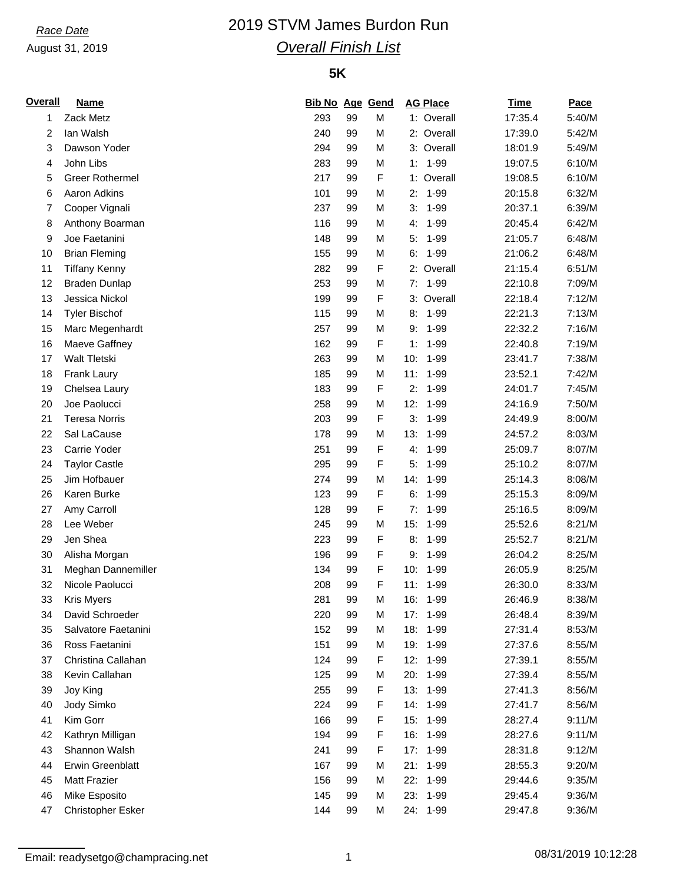*Race Date*

August 31, 2019

# 2019 STVM James Burdon Run

## *Overall Finish List*

### 5K

| Overall | Name | Bib No | Age | Gend | AG Place | Time | Pace |
|---|---|---|---|---|---|---|---|
| 1 | Zack Metz | 293 | 99 | M | 1: Overall | 17:35.4 | 5:40/M |
| 2 | Ian Walsh | 240 | 99 | M | 2: Overall | 17:39.0 | 5:42/M |
| 3 | Dawson Yoder | 294 | 99 | M | 3: Overall | 18:01.9 | 5:49/M |
| 4 | John Libs | 283 | 99 | M | 1: 1-99 | 19:07.5 | 6:10/M |
| 5 | Greer Rothermel | 217 | 99 | F | 1: Overall | 19:08.5 | 6:10/M |
| 6 | Aaron Adkins | 101 | 99 | M | 2: 1-99 | 20:15.8 | 6:32/M |
| 7 | Cooper Vignali | 237 | 99 | M | 3: 1-99 | 20:37.1 | 6:39/M |
| 8 | Anthony Boarman | 116 | 99 | M | 4: 1-99 | 20:45.4 | 6:42/M |
| 9 | Joe Faetanini | 148 | 99 | M | 5: 1-99 | 21:05.7 | 6:48/M |
| 10 | Brian Fleming | 155 | 99 | M | 6: 1-99 | 21:06.2 | 6:48/M |
| 11 | Tiffany Kenny | 282 | 99 | F | 2: Overall | 21:15.4 | 6:51/M |
| 12 | Braden Dunlap | 253 | 99 | M | 7: 1-99 | 22:10.8 | 7:09/M |
| 13 | Jessica Nickol | 199 | 99 | F | 3: Overall | 22:18.4 | 7:12/M |
| 14 | Tyler Bischof | 115 | 99 | M | 8: 1-99 | 22:21.3 | 7:13/M |
| 15 | Marc Megenhardt | 257 | 99 | M | 9: 1-99 | 22:32.2 | 7:16/M |
| 16 | Maeve Gaffney | 162 | 99 | F | 1: 1-99 | 22:40.8 | 7:19/M |
| 17 | Walt Tletski | 263 | 99 | M | 10: 1-99 | 23:41.7 | 7:38/M |
| 18 | Frank Laury | 185 | 99 | M | 11: 1-99 | 23:52.1 | 7:42/M |
| 19 | Chelsea Laury | 183 | 99 | F | 2: 1-99 | 24:01.7 | 7:45/M |
| 20 | Joe Paolucci | 258 | 99 | M | 12: 1-99 | 24:16.9 | 7:50/M |
| 21 | Teresa Norris | 203 | 99 | F | 3: 1-99 | 24:49.9 | 8:00/M |
| 22 | Sal LaCause | 178 | 99 | M | 13: 1-99 | 24:57.2 | 8:03/M |
| 23 | Carrie Yoder | 251 | 99 | F | 4: 1-99 | 25:09.7 | 8:07/M |
| 24 | Taylor Castle | 295 | 99 | F | 5: 1-99 | 25:10.2 | 8:07/M |
| 25 | Jim Hofbauer | 274 | 99 | M | 14: 1-99 | 25:14.3 | 8:08/M |
| 26 | Karen Burke | 123 | 99 | F | 6: 1-99 | 25:15.3 | 8:09/M |
| 27 | Amy Carroll | 128 | 99 | F | 7: 1-99 | 25:16.5 | 8:09/M |
| 28 | Lee Weber | 245 | 99 | M | 15: 1-99 | 25:52.6 | 8:21/M |
| 29 | Jen Shea | 223 | 99 | F | 8: 1-99 | 25:52.7 | 8:21/M |
| 30 | Alisha Morgan | 196 | 99 | F | 9: 1-99 | 26:04.2 | 8:25/M |
| 31 | Meghan Dannemiller | 134 | 99 | F | 10: 1-99 | 26:05.9 | 8:25/M |
| 32 | Nicole Paolucci | 208 | 99 | F | 11: 1-99 | 26:30.0 | 8:33/M |
| 33 | Kris Myers | 281 | 99 | M | 16: 1-99 | 26:46.9 | 8:38/M |
| 34 | David Schroeder | 220 | 99 | M | 17: 1-99 | 26:48.4 | 8:39/M |
| 35 | Salvatore Faetanini | 152 | 99 | M | 18: 1-99 | 27:31.4 | 8:53/M |
| 36 | Ross Faetanini | 151 | 99 | M | 19: 1-99 | 27:37.6 | 8:55/M |
| 37 | Christina Callahan | 124 | 99 | F | 12: 1-99 | 27:39.1 | 8:55/M |
| 38 | Kevin Callahan | 125 | 99 | M | 20: 1-99 | 27:39.4 | 8:55/M |
| 39 | Joy King | 255 | 99 | F | 13: 1-99 | 27:41.3 | 8:56/M |
| 40 | Jody Simko | 224 | 99 | F | 14: 1-99 | 27:41.7 | 8:56/M |
| 41 | Kim Gorr | 166 | 99 | F | 15: 1-99 | 28:27.4 | 9:11/M |
| 42 | Kathryn Milligan | 194 | 99 | F | 16: 1-99 | 28:27.6 | 9:11/M |
| 43 | Shannon Walsh | 241 | 99 | F | 17: 1-99 | 28:31.8 | 9:12/M |
| 44 | Erwin Greenblatt | 167 | 99 | M | 21: 1-99 | 28:55.3 | 9:20/M |
| 45 | Matt Frazier | 156 | 99 | M | 22: 1-99 | 29:44.6 | 9:35/M |
| 46 | Mike Esposito | 145 | 99 | M | 23: 1-99 | 29:45.4 | 9:36/M |
| 47 | Christopher Esker | 144 | 99 | M | 24: 1-99 | 29:47.8 | 9:36/M |

Email: readysetgo@champracing.net

08/31/2019 10:12:28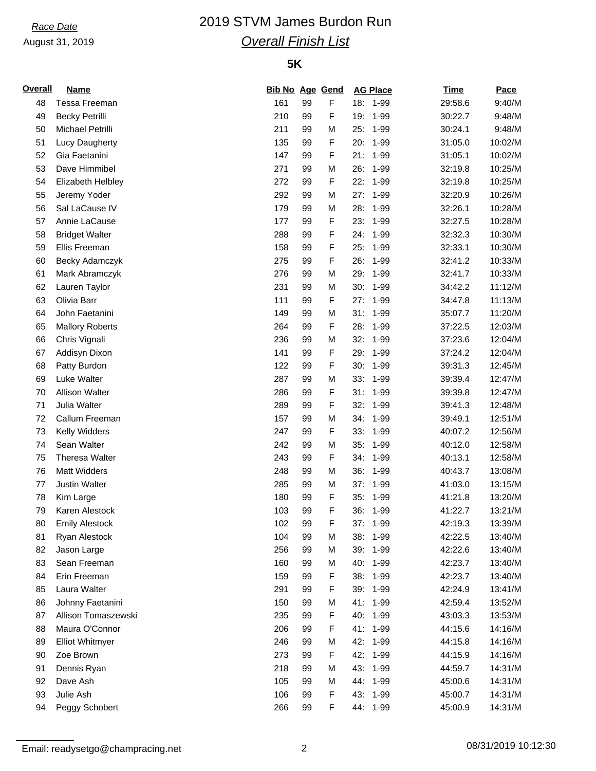Race Date
August 31, 2019

# 2019 STVM James Burdon Run

## Overall Finish List

### 5K

| Overall | Name | Bib No | Age | Gend | AG Place | Time | Pace |
|---|---|---|---|---|---|---|---|
| 48 | Tessa Freeman | 161 | 99 | F | 18: 1-99 | 29:58.6 | 9:40/M |
| 49 | Becky Petrilli | 210 | 99 | F | 19: 1-99 | 30:22.7 | 9:48/M |
| 50 | Michael Petrilli | 211 | 99 | M | 25: 1-99 | 30:24.1 | 9:48/M |
| 51 | Lucy Daugherty | 135 | 99 | F | 20: 1-99 | 31:05.0 | 10:02/M |
| 52 | Gia Faetanini | 147 | 99 | F | 21: 1-99 | 31:05.1 | 10:02/M |
| 53 | Dave Himmibel | 271 | 99 | M | 26: 1-99 | 32:19.8 | 10:25/M |
| 54 | Elizabeth Helbley | 272 | 99 | F | 22: 1-99 | 32:19.8 | 10:25/M |
| 55 | Jeremy Yoder | 292 | 99 | M | 27: 1-99 | 32:20.9 | 10:26/M |
| 56 | Sal LaCause IV | 179 | 99 | M | 28: 1-99 | 32:26.1 | 10:28/M |
| 57 | Annie LaCause | 177 | 99 | F | 23: 1-99 | 32:27.5 | 10:28/M |
| 58 | Bridget Walter | 288 | 99 | F | 24: 1-99 | 32:32.3 | 10:30/M |
| 59 | Ellis Freeman | 158 | 99 | F | 25: 1-99 | 32:33.1 | 10:30/M |
| 60 | Becky Adamczyk | 275 | 99 | F | 26: 1-99 | 32:41.2 | 10:33/M |
| 61 | Mark Abramczyk | 276 | 99 | M | 29: 1-99 | 32:41.7 | 10:33/M |
| 62 | Lauren Taylor | 231 | 99 | M | 30: 1-99 | 34:42.2 | 11:12/M |
| 63 | Olivia Barr | 111 | 99 | F | 27: 1-99 | 34:47.8 | 11:13/M |
| 64 | John Faetanini | 149 | 99 | M | 31: 1-99 | 35:07.7 | 11:20/M |
| 65 | Mallory Roberts | 264 | 99 | F | 28: 1-99 | 37:22.5 | 12:03/M |
| 66 | Chris Vignali | 236 | 99 | M | 32: 1-99 | 37:23.6 | 12:04/M |
| 67 | Addisyn Dixon | 141 | 99 | F | 29: 1-99 | 37:24.2 | 12:04/M |
| 68 | Patty Burdon | 122 | 99 | F | 30: 1-99 | 39:31.3 | 12:45/M |
| 69 | Luke Walter | 287 | 99 | M | 33: 1-99 | 39:39.4 | 12:47/M |
| 70 | Allison Walter | 286 | 99 | F | 31: 1-99 | 39:39.8 | 12:47/M |
| 71 | Julia Walter | 289 | 99 | F | 32: 1-99 | 39:41.3 | 12:48/M |
| 72 | Callum Freeman | 157 | 99 | M | 34: 1-99 | 39:49.1 | 12:51/M |
| 73 | Kelly Widders | 247 | 99 | F | 33: 1-99 | 40:07.2 | 12:56/M |
| 74 | Sean Walter | 242 | 99 | M | 35: 1-99 | 40:12.0 | 12:58/M |
| 75 | Theresa Walter | 243 | 99 | F | 34: 1-99 | 40:13.1 | 12:58/M |
| 76 | Matt Widders | 248 | 99 | M | 36: 1-99 | 40:43.7 | 13:08/M |
| 77 | Justin Walter | 285 | 99 | M | 37: 1-99 | 41:03.0 | 13:15/M |
| 78 | Kim Large | 180 | 99 | F | 35: 1-99 | 41:21.8 | 13:20/M |
| 79 | Karen Alestock | 103 | 99 | F | 36: 1-99 | 41:22.7 | 13:21/M |
| 80 | Emily Alestock | 102 | 99 | F | 37: 1-99 | 42:19.3 | 13:39/M |
| 81 | Ryan Alestock | 104 | 99 | M | 38: 1-99 | 42:22.5 | 13:40/M |
| 82 | Jason Large | 256 | 99 | M | 39: 1-99 | 42:22.6 | 13:40/M |
| 83 | Sean Freeman | 160 | 99 | M | 40: 1-99 | 42:23.7 | 13:40/M |
| 84 | Erin Freeman | 159 | 99 | F | 38: 1-99 | 42:23.7 | 13:40/M |
| 85 | Laura Walter | 291 | 99 | F | 39: 1-99 | 42:24.9 | 13:41/M |
| 86 | Johnny Faetanini | 150 | 99 | M | 41: 1-99 | 42:59.4 | 13:52/M |
| 87 | Allison Tomaszewski | 235 | 99 | F | 40: 1-99 | 43:03.3 | 13:53/M |
| 88 | Maura O'Connor | 206 | 99 | F | 41: 1-99 | 44:15.6 | 14:16/M |
| 89 | Elliot Whitmyer | 246 | 99 | M | 42: 1-99 | 44:15.8 | 14:16/M |
| 90 | Zoe Brown | 273 | 99 | F | 42: 1-99 | 44:15.9 | 14:16/M |
| 91 | Dennis Ryan | 218 | 99 | M | 43: 1-99 | 44:59.7 | 14:31/M |
| 92 | Dave Ash | 105 | 99 | M | 44: 1-99 | 45:00.6 | 14:31/M |
| 93 | Julie Ash | 106 | 99 | F | 43: 1-99 | 45:00.7 | 14:31/M |
| 94 | Peggy Schobert | 266 | 99 | F | 44: 1-99 | 45:00.9 | 14:31/M |

Email: readysetgo@champracing.net

08/31/2019 10:12:30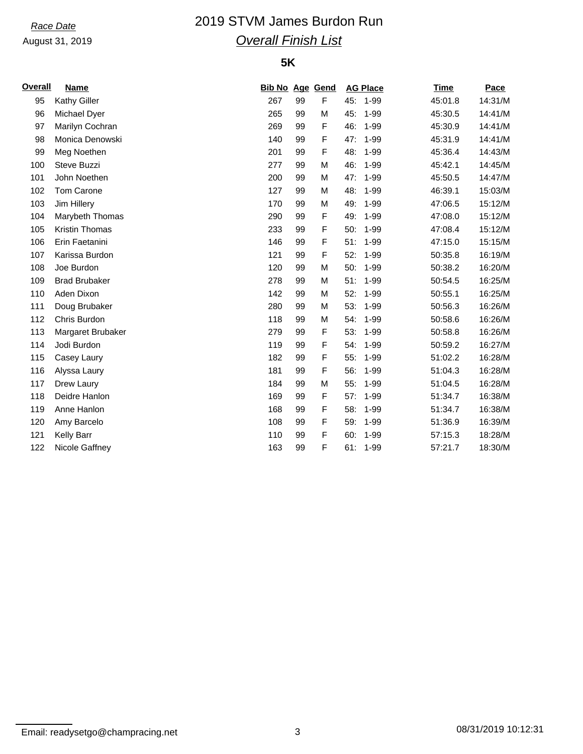*Race Date*

August 31, 2019

# 2019 STVM James Burdon Run

## *Overall Finish List*

### 5K

| Overall | Name | Bib No | Age | Gend | AG Place | Time | Pace |
|---|---|---|---|---|---|---|---|
| 95 | Kathy Giller | 267 | 99 | F | 45: 1-99 | 45:01.8 | 14:31/M |
| 96 | Michael Dyer | 265 | 99 | M | 45: 1-99 | 45:30.5 | 14:41/M |
| 97 | Marilyn Cochran | 269 | 99 | F | 46: 1-99 | 45:30.9 | 14:41/M |
| 98 | Monica Denowski | 140 | 99 | F | 47: 1-99 | 45:31.9 | 14:41/M |
| 99 | Meg Noethen | 201 | 99 | F | 48: 1-99 | 45:36.4 | 14:43/M |
| 100 | Steve Buzzi | 277 | 99 | M | 46: 1-99 | 45:42.1 | 14:45/M |
| 101 | John Noethen | 200 | 99 | M | 47: 1-99 | 45:50.5 | 14:47/M |
| 102 | Tom Carone | 127 | 99 | M | 48: 1-99 | 46:39.1 | 15:03/M |
| 103 | Jim Hillery | 170 | 99 | M | 49: 1-99 | 47:06.5 | 15:12/M |
| 104 | Marybeth Thomas | 290 | 99 | F | 49: 1-99 | 47:08.0 | 15:12/M |
| 105 | Kristin Thomas | 233 | 99 | F | 50: 1-99 | 47:08.4 | 15:12/M |
| 106 | Erin Faetanini | 146 | 99 | F | 51: 1-99 | 47:15.0 | 15:15/M |
| 107 | Karissa Burdon | 121 | 99 | F | 52: 1-99 | 50:35.8 | 16:19/M |
| 108 | Joe Burdon | 120 | 99 | M | 50: 1-99 | 50:38.2 | 16:20/M |
| 109 | Brad Brubaker | 278 | 99 | M | 51: 1-99 | 50:54.5 | 16:25/M |
| 110 | Aden Dixon | 142 | 99 | M | 52: 1-99 | 50:55.1 | 16:25/M |
| 111 | Doug Brubaker | 280 | 99 | M | 53: 1-99 | 50:56.3 | 16:26/M |
| 112 | Chris Burdon | 118 | 99 | M | 54: 1-99 | 50:58.6 | 16:26/M |
| 113 | Margaret Brubaker | 279 | 99 | F | 53: 1-99 | 50:58.8 | 16:26/M |
| 114 | Jodi Burdon | 119 | 99 | F | 54: 1-99 | 50:59.2 | 16:27/M |
| 115 | Casey Laury | 182 | 99 | F | 55: 1-99 | 51:02.2 | 16:28/M |
| 116 | Alyssa Laury | 181 | 99 | F | 56: 1-99 | 51:04.3 | 16:28/M |
| 117 | Drew Laury | 184 | 99 | M | 55: 1-99 | 51:04.5 | 16:28/M |
| 118 | Deidre Hanlon | 169 | 99 | F | 57: 1-99 | 51:34.7 | 16:38/M |
| 119 | Anne Hanlon | 168 | 99 | F | 58: 1-99 | 51:34.7 | 16:38/M |
| 120 | Amy Barcelo | 108 | 99 | F | 59: 1-99 | 51:36.9 | 16:39/M |
| 121 | Kelly Barr | 110 | 99 | F | 60: 1-99 | 57:15.3 | 18:28/M |
| 122 | Nicole Gaffney | 163 | 99 | F | 61: 1-99 | 57:21.7 | 18:30/M |

Email: readysetgo@champracing.net

08/31/2019 10:12:31